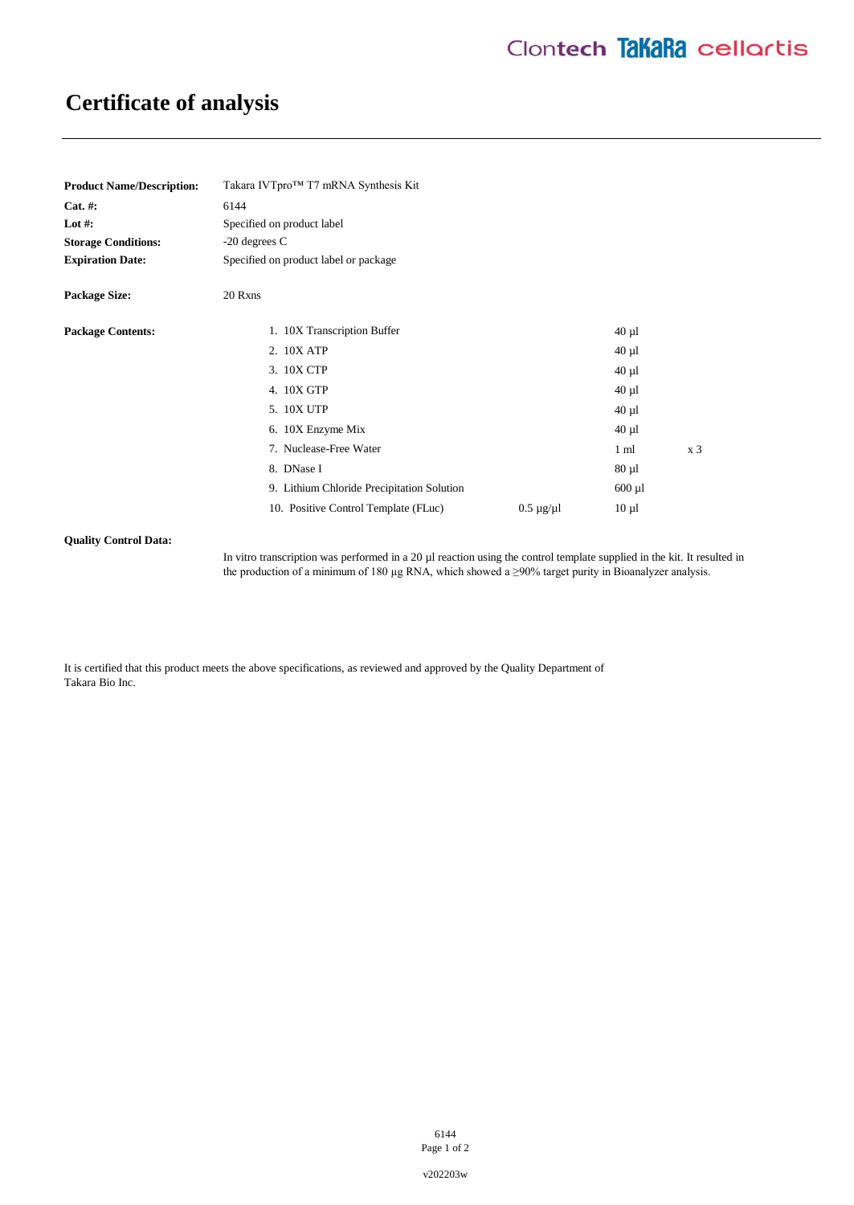# Certificate of analysis

| | |
|---|---|
| **Product Name/Description:** | Takara IVTpro™ T7 mRNA Synthesis Kit |
| **Cat. #:** | 6144 |
| **Lot #:** | Specified on product label |
| **Storage Conditions:** | -20 degrees C |
| **Expiration Date:** | Specified on product label or package |
| **Package Size:** | 20 Rxns |

**Package Contents:**

| | | | |
|---|---|---|---|
| 1. 10X Transcription Buffer | | 40 µl | |
| 2. 10X ATP | | 40 µl | |
| 3. 10X CTP | | 40 µl | |
| 4. 10X GTP | | 40 µl | |
| 5. 10X UTP | | 40 µl | |
| 6. 10X Enzyme Mix | | 40 µl | |
| 7. Nuclease-Free Water | | 1 ml | x 3 |
| 8. DNase I | | 80 µl | |
| 9. Lithium Chloride Precipitation Solution | | 600 µl | |
| 10. Positive Control Template (FLuc) | 0.5 µg/µl | 10 µl | |

**Quality Control Data:**

In vitro transcription was performed in a 20 µl reaction using the control template supplied in the kit. It resulted in the production of a minimum of 180 µg RNA, which showed a ≥90% target purity in Bioanalyzer analysis.

It is certified that this product meets the above specifications, as reviewed and approved by the Quality Department of Takara Bio Inc.

v202203w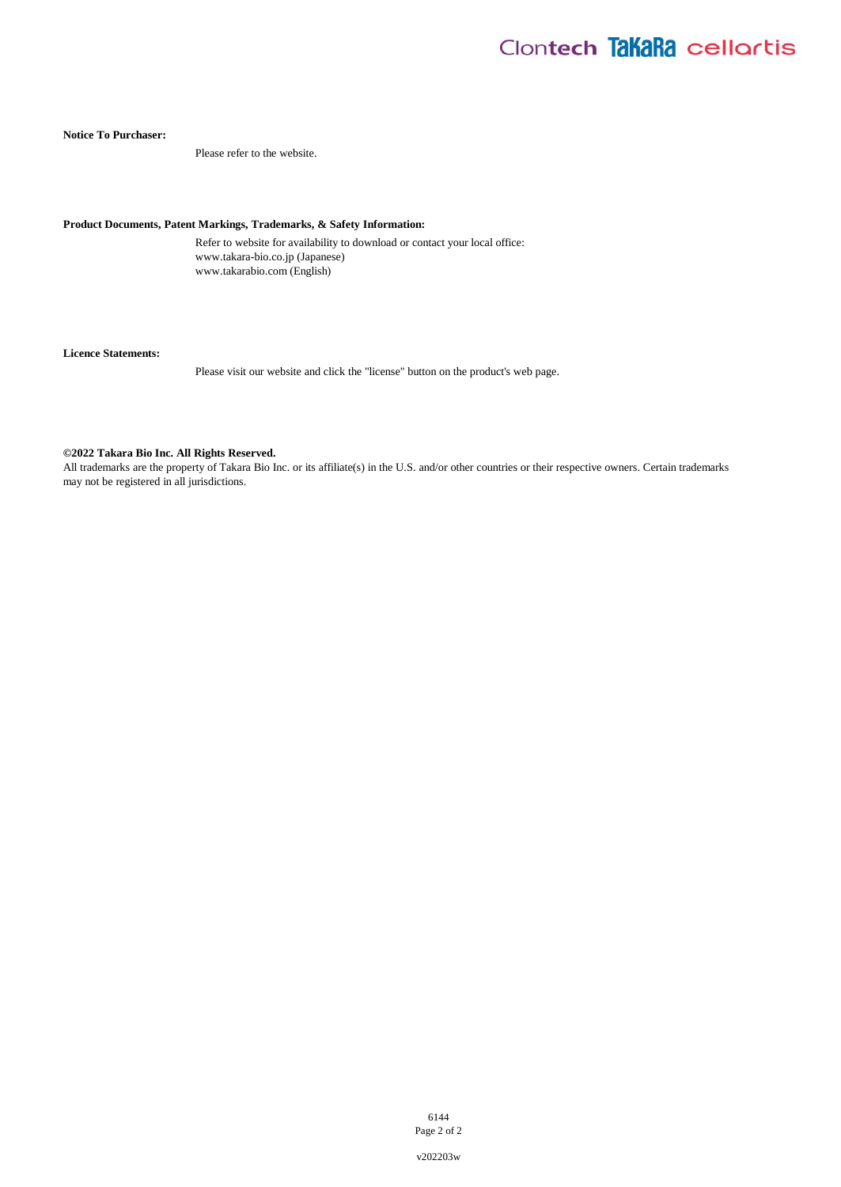**Notice To Purchaser:**

Please refer to the website.

**Product Documents, Patent Markings, Trademarks, & Safety Information:**

Refer to website for availability to download or contact your local office:
www.takara-bio.co.jp (Japanese)
www.takarabio.com (English)

**Licence Statements:**

Please visit our website and click the "license" button on the product's web page.

**©2022 Takara Bio Inc. All Rights Reserved.**
All trademarks are the property of Takara Bio Inc. or its affiliate(s) in the U.S. and/or other countries or their respective owners. Certain trademarks may not be registered in all jurisdictions.